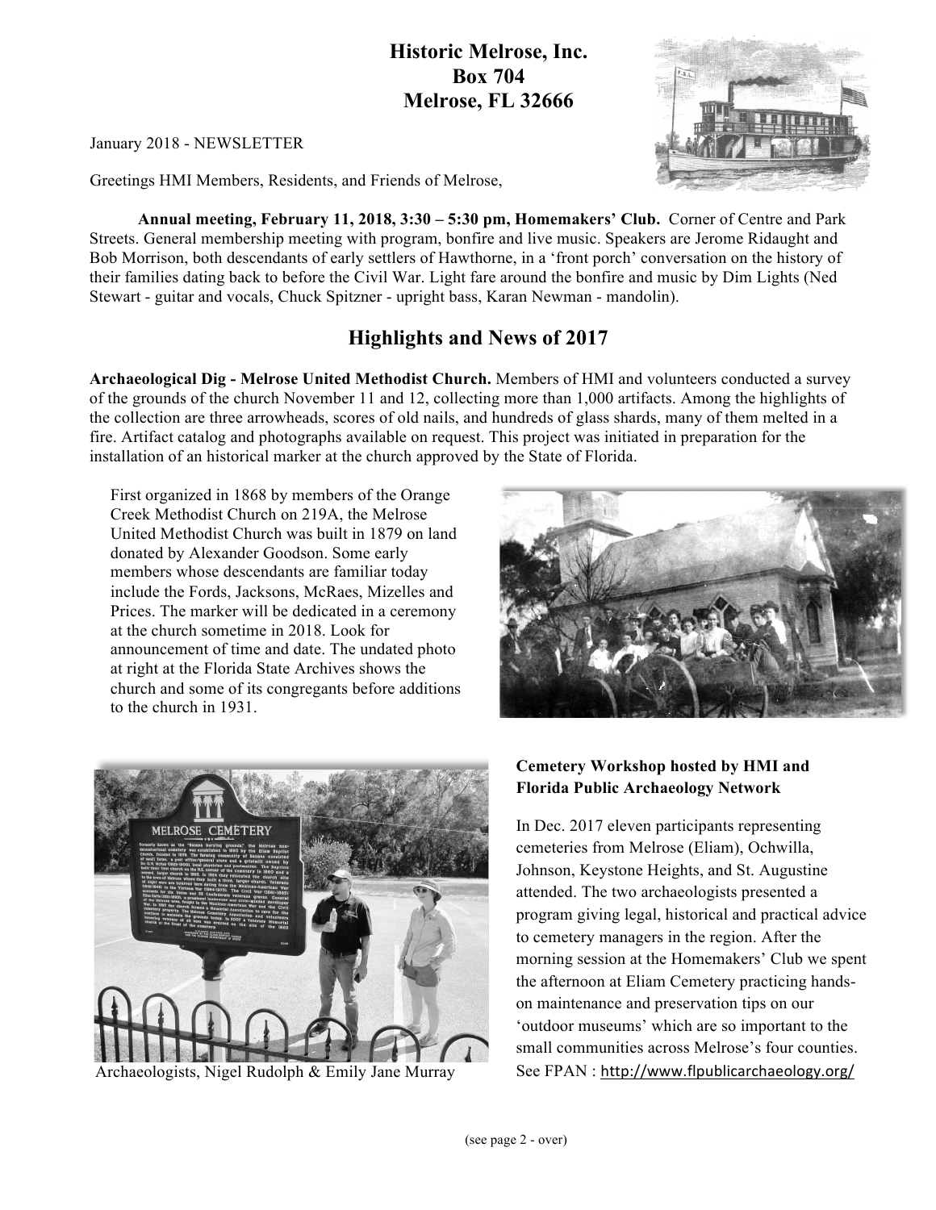# Historic Melrose, Inc.
# Box 704
# Melrose, FL 32666

January 2018 - NEWSLETTER

Greetings HMI Members, Residents, and Friends of Melrose,

**Annual meeting, February 11, 2018, 3:30 – 5:30 pm, Homemakers' Club.** Corner of Centre and Park Streets. General membership meeting with program, bonfire and live music. Speakers are Jerome Ridaught and Bob Morrison, both descendants of early settlers of Hawthorne, in a 'front porch' conversation on the history of their families dating back to before the Civil War. Light fare around the bonfire and music by Dim Lights (Ned Stewart - guitar and vocals, Chuck Spitzner - upright bass, Karan Newman - mandolin).

## Highlights and News of 2017

**Archaeological Dig - Melrose United Methodist Church.** Members of HMI and volunteers conducted a survey of the grounds of the church November 11 and 12, collecting more than 1,000 artifacts. Among the highlights of the collection are three arrowheads, scores of old nails, and hundreds of glass shards, many of them melted in a fire. Artifact catalog and photographs available on request. This project was initiated in preparation for the installation of an historical marker at the church approved by the State of Florida.

First organized in 1868 by members of the Orange Creek Methodist Church on 219A, the Melrose United Methodist Church was built in 1879 on land donated by Alexander Goodson. Some early members whose descendants are familiar today include the Fords, Jacksons, McRaes, Mizelles and Prices. The marker will be dedicated in a ceremony at the church sometime in 2018. Look for announcement of time and date. The undated photo at right at the Florida State Archives shows the church and some of its congregants before additions to the church in 1931.

Archaeologists, Nigel Rudolph & Emily Jane Murray

**Cemetery Workshop hosted by HMI and Florida Public Archaeology Network**

In Dec. 2017 eleven participants representing cemeteries from Melrose (Eliam), Ochwilla, Johnson, Keystone Heights, and St. Augustine attended. The two archaeologists presented a program giving legal, historical and practical advice to cemetery managers in the region. After the morning session at the Homemakers' Club we spent the afternoon at Eliam Cemetery practicing hands-on maintenance and preservation tips on our 'outdoor museums' which are so important to the small communities across Melrose's four counties. See FPAN : http://www.flpublicarchaeology.org/

(see page 2 - over)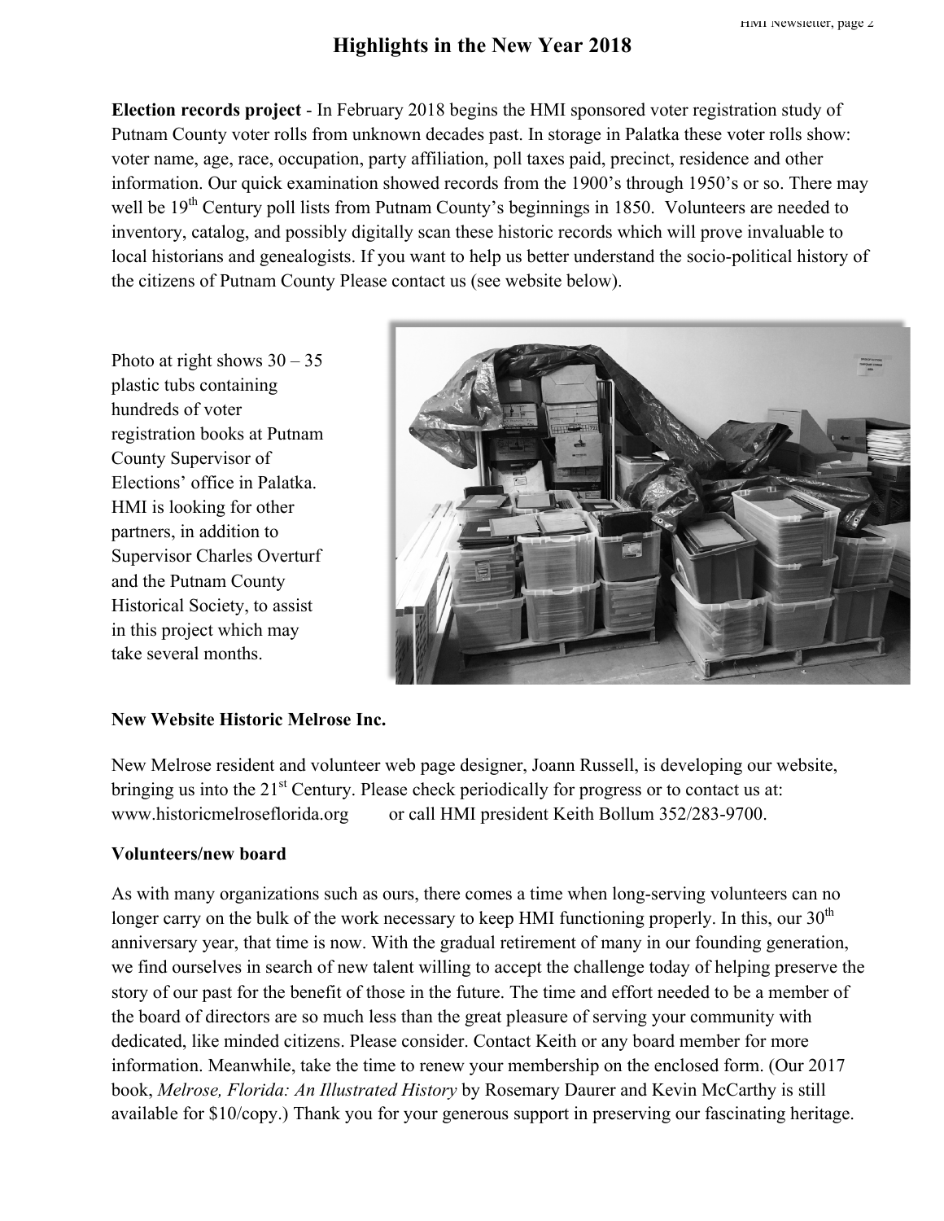# Highlights in the New Year 2018

**Election records project** - In February 2018 begins the HMI sponsored voter registration study of Putnam County voter rolls from unknown decades past. In storage in Palatka these voter rolls show: voter name, age, race, occupation, party affiliation, poll taxes paid, precinct, residence and other information. Our quick examination showed records from the 1900's through 1950's or so. There may well be 19th Century poll lists from Putnam County's beginnings in 1850. Volunteers are needed to inventory, catalog, and possibly digitally scan these historic records which will prove invaluable to local historians and genealogists. If you want to help us better understand the socio-political history of the citizens of Putnam County Please contact us (see website below).

Photo at right shows 30 – 35 plastic tubs containing hundreds of voter registration books at Putnam County Supervisor of Elections' office in Palatka. HMI is looking for other partners, in addition to Supervisor Charles Overturf and the Putnam County Historical Society, to assist in this project which may take several months.

**New Website Historic Melrose Inc.**

New Melrose resident and volunteer web page designer, Joann Russell, is developing our website, bringing us into the 21st Century. Please check periodically for progress or to contact us at: www.historicmelroseflorida.org or call HMI president Keith Bollum 352/283-9700.

**Volunteers/new board**

As with many organizations such as ours, there comes a time when long-serving volunteers can no longer carry on the bulk of the work necessary to keep HMI functioning properly. In this, our 30th anniversary year, that time is now. With the gradual retirement of many in our founding generation, we find ourselves in search of new talent willing to accept the challenge today of helping preserve the story of our past for the benefit of those in the future. The time and effort needed to be a member of the board of directors are so much less than the great pleasure of serving your community with dedicated, like minded citizens. Please consider. Contact Keith or any board member for more information. Meanwhile, take the time to renew your membership on the enclosed form. (Our 2017 book, *Melrose, Florida: An Illustrated History* by Rosemary Daurer and Kevin McCarthy is still available for $10/copy.) Thank you for your generous support in preserving our fascinating heritage.